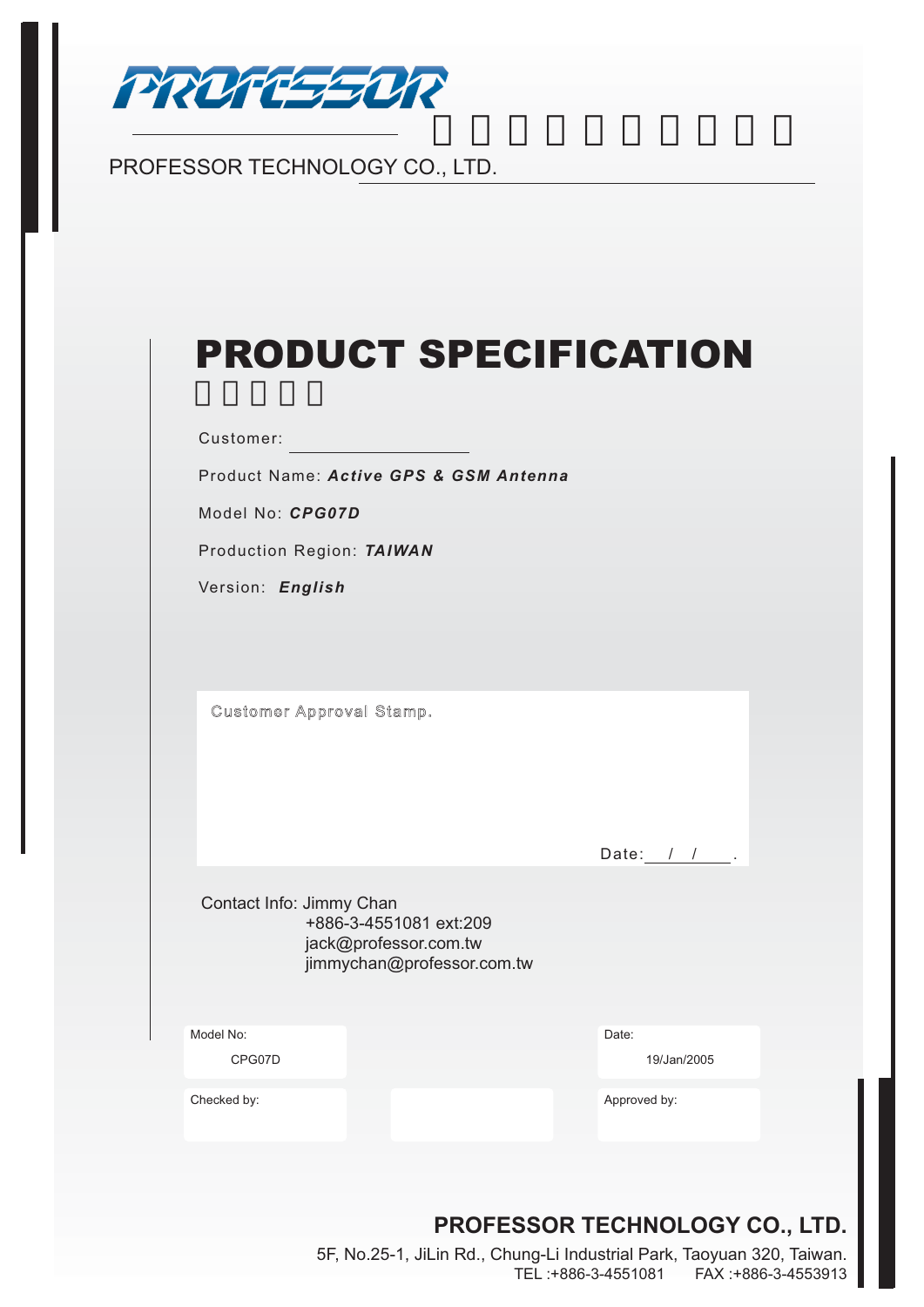PROFESSOR

PROFESSOR TECHNOLOGY CO., LTD.

# PRODUCT SPECIFICATION

Customer: ____________________

Product Name: ***Active GPS & GSM Antenna***

Model No: ***CPG07D***

Production Region: ***TAIWAN***

Version: ***English***

Customer Approval Stamp.

Date: __/__/__.

Contact Info: Jimmy Chan
+886-3-4551081 ext:209
jack@professor.com.tw
jimmychan@professor.com.tw

| Model No: | | Date: |
|---|---|---|
| CPG07D | | 19/Jan/2005 |
| Checked by: | | Approved by: |

**PROFESSOR TECHNOLOGY CO., LTD.**

5F, No.25-1, JiLin Rd., Chung-Li Industrial Park, Taoyuan 320, Taiwan.
TEL :+886-3-4551081 FAX :+886-3-4553913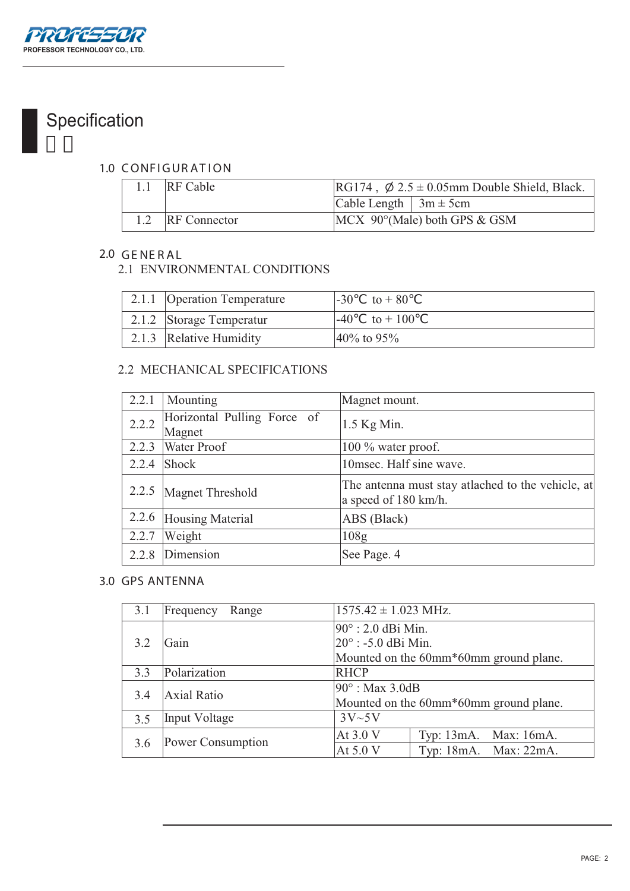# Specification

## 1.0 CONFIGURATION

| | | | |
|---|---|---|---|
| 1.1 | RF Cable | RG174 , Ø 2.5 ± 0.05mm Double Shield, Black. | |
| | | Cable Length | 3m ± 5cm |
| 1.2 | RF Connector | MCX 90°(Male) both GPS & GSM | |

## 2.0 GENERAL

### 2.1 ENVIRONMENTAL CONDITIONS

| | | |
|---|---|---|
| 2.1.1 | Operation Temperature | -30℃ to + 80℃ |
| 2.1.2 | Storage Temperatur | -40℃ to + 100℃ |
| 2.1.3 | Relative Humidity | 40% to 95% |

### 2.2 MECHANICAL SPECIFICATIONS

| | | |
|---|---|---|
| 2.2.1 | Mounting | Magnet mount. |
| 2.2.2 | Horizontal Pulling Force of Magnet | 1.5 Kg Min. |
| 2.2.3 | Water Proof | 100 % water proof. |
| 2.2.4 | Shock | 10msec. Half sine wave. |
| 2.2.5 | Magnet Threshold | The antenna must stay atlached to the vehicle, at a speed of 180 km/h. |
| 2.2.6 | Housing Material | ABS (Black) |
| 2.2.7 | Weight | 108g |
| 2.2.8 | Dimension | See Page. 4 |

## 3.0 GPS ANTENNA

| | | | |
|---|---|---|---|
| 3.1 | Frequency Range | 1575.42 ± 1.023 MHz. | |
| 3.2 | Gain | 90° : 2.0 dBi Min.<br>20° : -5.0 dBi Min.<br>Mounted on the 60mm*60mm ground plane. | |
| 3.3 | Polarization | RHCP | |
| 3.4 | Axial Ratio | 90° : Max 3.0dB<br>Mounted on the 60mm*60mm ground plane. | |
| 3.5 | Input Voltage | 3V~5V | |
| 3.6 | Power Consumption | At 3.0 V | Typ: 13mA. Max: 16mA. |
| | | At 5.0 V | Typ: 18mA. Max: 22mA. |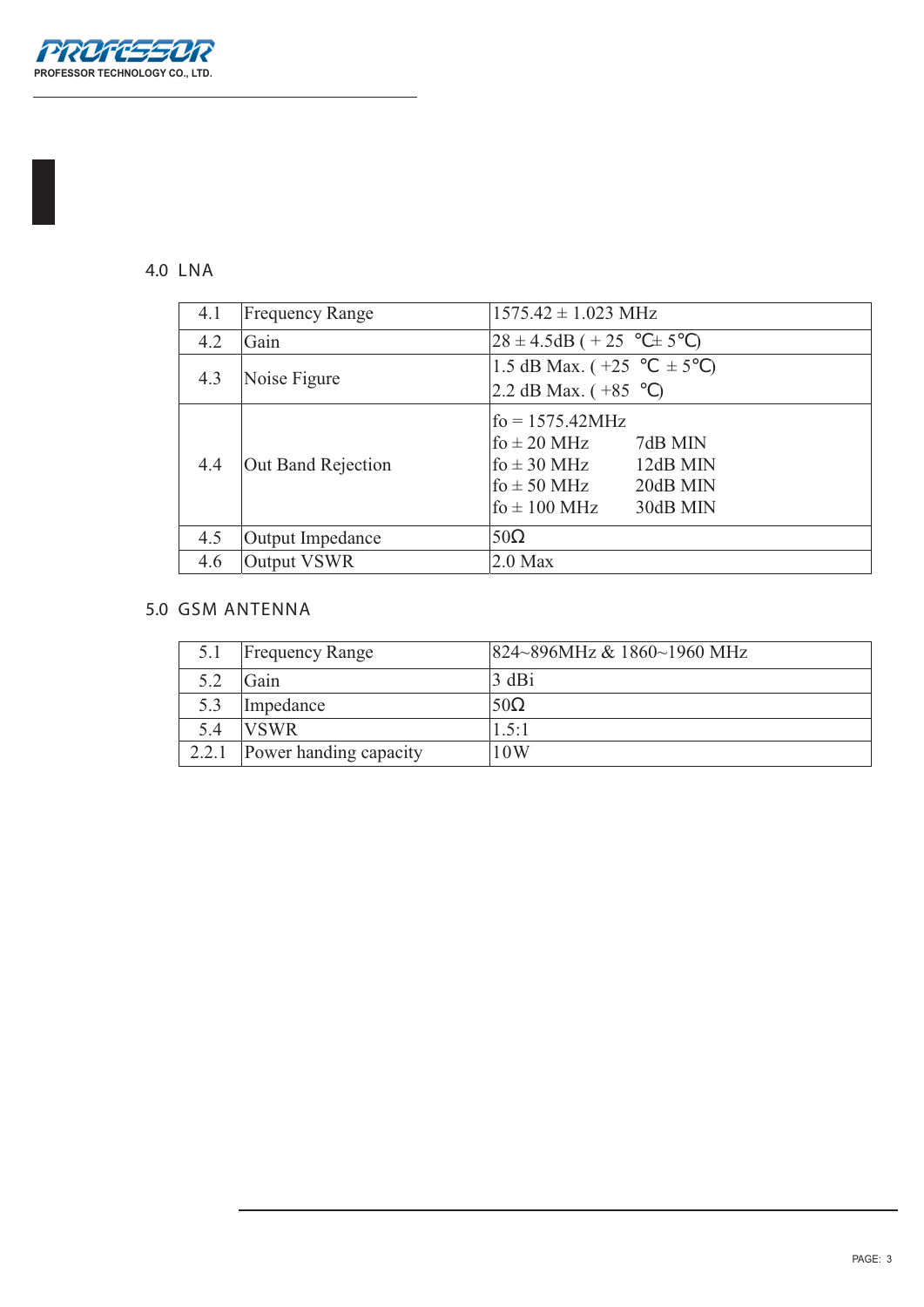## 4.0 LNA

| | | |
|---|---|---|
| 4.1 | Frequency Range | 1575.42 ± 1.023 MHz |
| 4.2 | Gain | 28 ± 4.5dB ( + 25 ℃± 5℃) |
| 4.3 | Noise Figure | 1.5 dB Max. ( +25 ℃ ± 5℃)<br>2.2 dB Max. ( +85 ℃) |
| 4.4 | Out Band Rejection | fo = 1575.42MHz<br>fo ± 20 MHz 7dB MIN<br>fo ± 30 MHz 12dB MIN<br>fo ± 50 MHz 20dB MIN<br>fo ± 100 MHz 30dB MIN |
| 4.5 | Output Impedance | 50Ω |
| 4.6 | Output VSWR | 2.0 Max |

## 5.0 GSM ANTENNA

| | | |
|---|---|---|
| 5.1 | Frequency Range | 824~896MHz & 1860~1960 MHz |
| 5.2 | Gain | 3 dBi |
| 5.3 | Impedance | 50Ω |
| 5.4 | VSWR | 1.5:1 |
| 2.2.1 | Power handing capacity | 10W |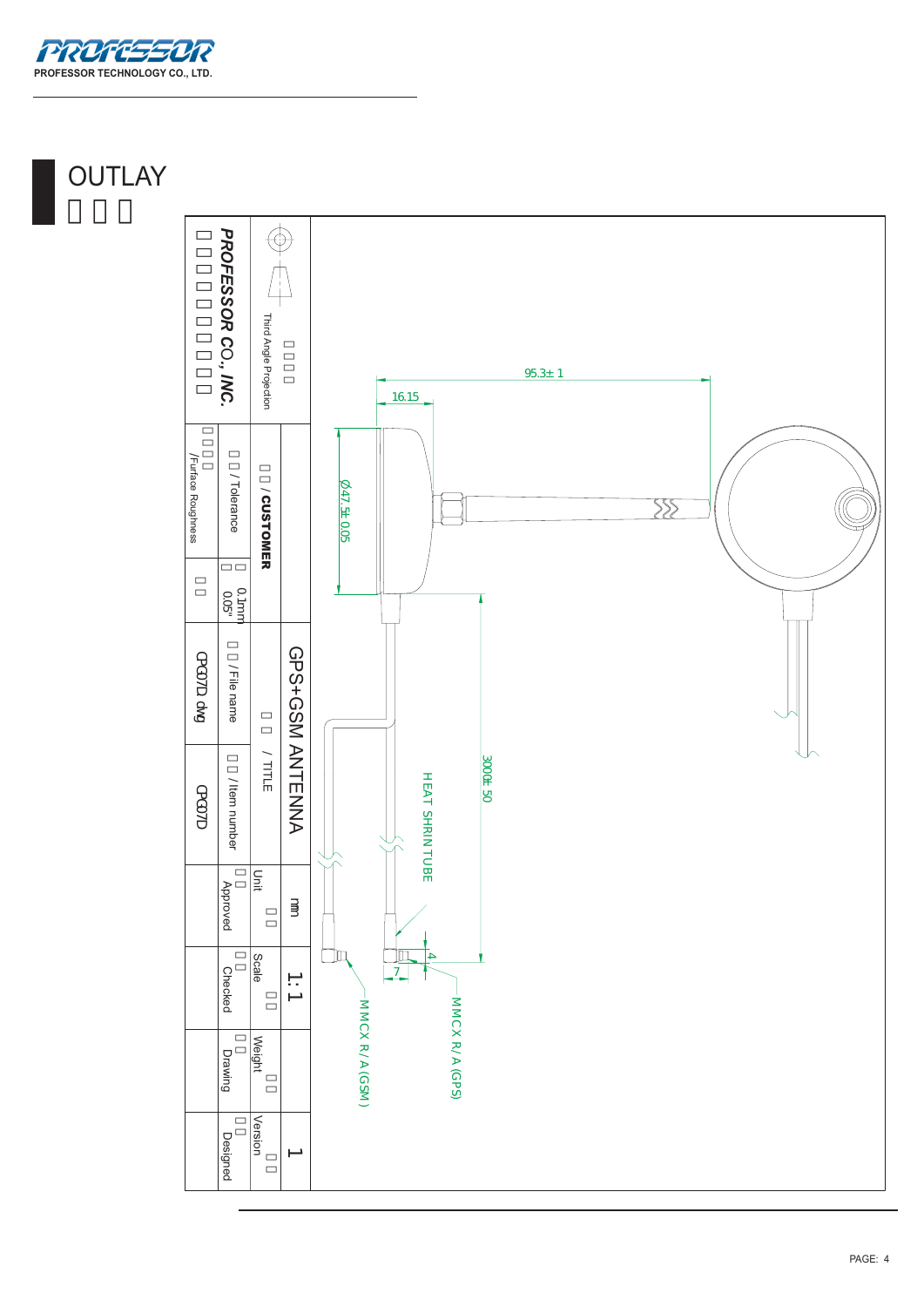# OUTLAY

□□□

**PROFESSOR CO., INC.**

□□□□□□□□□□□

Third Angle Projection □□□□

| □□ / CUSTOMER | | □□ / TITLE | GPS+GSM ANTENNA | | | | |
|---|---|---|---|---|---|---|---|
| □□ / Tolerance | 0.1mm 0.05" | □□ / File name | □□ / Item number | Unit □□ | Scale □□ | Weight □□ | Version □□ |
| □□□□ /Furface Roughness | □□ | CPG07D.dwg | CPG07D | mm | 1:1 | | 1 |
| | | | | □□ Approved | □□ Checked | □□ Drawing | □□ Designed |

95.3± 1

16.15

Ø47.5± 0.05

3000± 50

HEAT SHRIN TUBE

4

7

MMCX R/A (GSM)

MMCX R/A (GPS)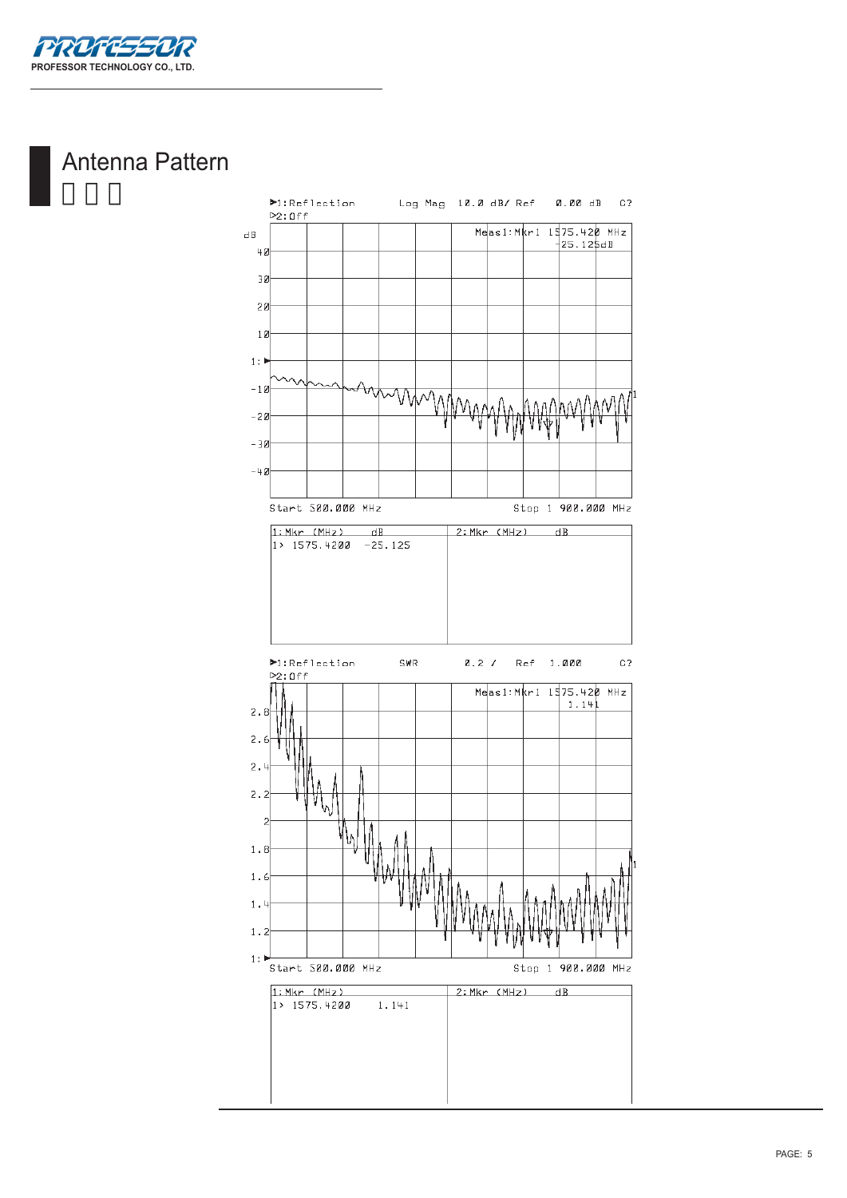# Antenna Pattern

1:Reflection Log Mag 10.0 dB/ Ref 0.00 dB C?
2:Off

Meas1:Mkr1 1575.420 MHz
-25.125dB

Start 500.000 MHz Stop 1 900.000 MHz

| 1:Mkr (MHz) | dB | 2:Mkr (MHz) | dB |
|---|---|---|---|
| 1> 1575.4200 | -25.125 | | |

1:Reflection SWR 0.2 / Ref 1.000 C?
2:Off

Meas1:Mkr1 1575.420 MHz
1.141

Start 500.000 MHz Stop 1 900.000 MHz

| 1:Mkr (MHz) | | 2:Mkr (MHz) | dB |
|---|---|---|---|
| 1> 1575.4200 | 1.141 | | |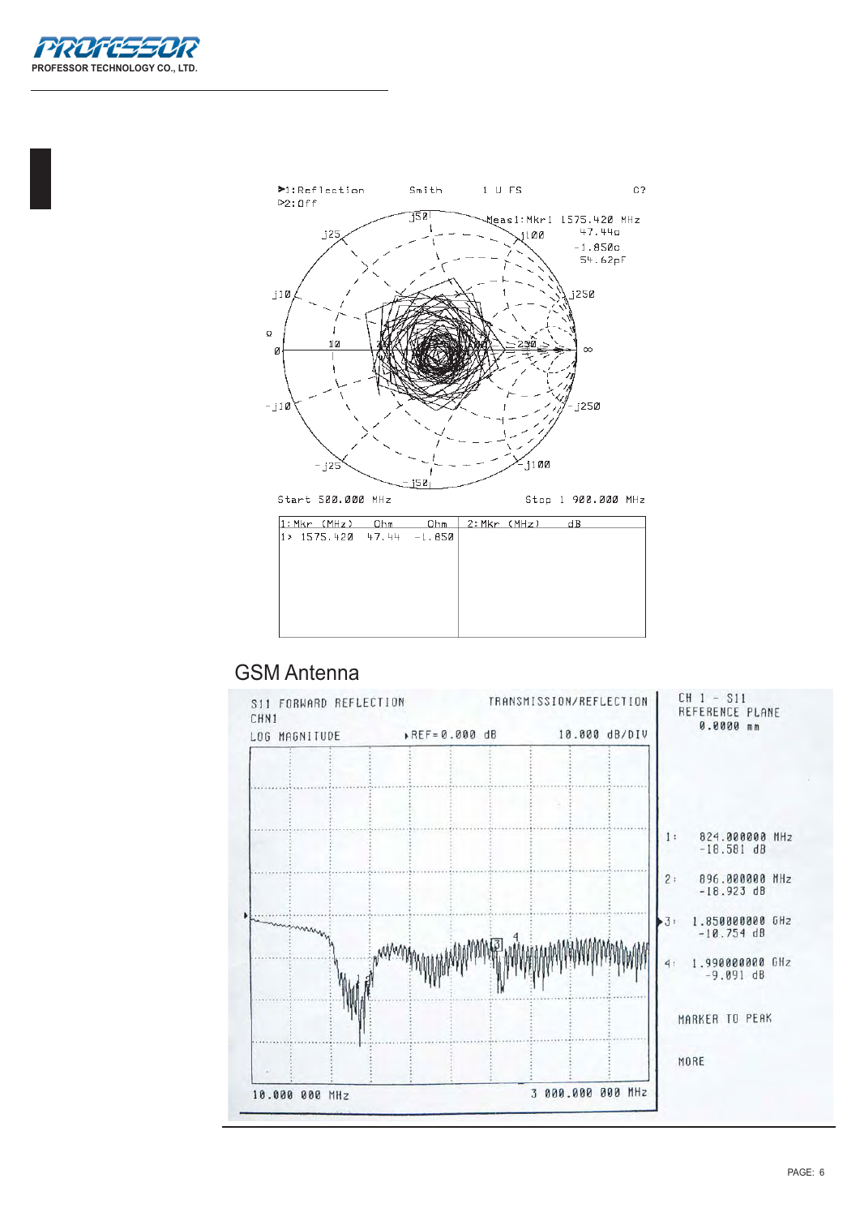▶1:Reflection Smith 1 U FS C?
▷2:Off

Meas1:Mkr1 1575.420 MHz
47.44Ω
-1.850Ω
54.62pF

Start 500.000 MHz Stop 1 900.000 MHz

| 1:Mkr (MHz) | Ohm | Ohm | 2:Mkr (MHz) | dB |
|---|---|---|---|---|
| 1> 1575.420 | 47.44 | -1.850 | | |

## GSM Antenna

S11 FORWARD REFLECTION TRANSMISSION/REFLECTION
CHN1
LOG MAGNITUDE ▸REF=0.000 dB 10.000 dB/DIV

10.000 000 MHz 3 000.000 000 MHz

CH 1 - S11
REFERENCE PLANE
0.0000 mm

1: 824.000000 MHz
-18.581 dB

2: 896.000000 MHz
-18.923 dB

▶3: 1.850000000 GHz
-10.754 dB

4: 1.990000000 GHz
-9.091 dB

MARKER TO PEAK

MORE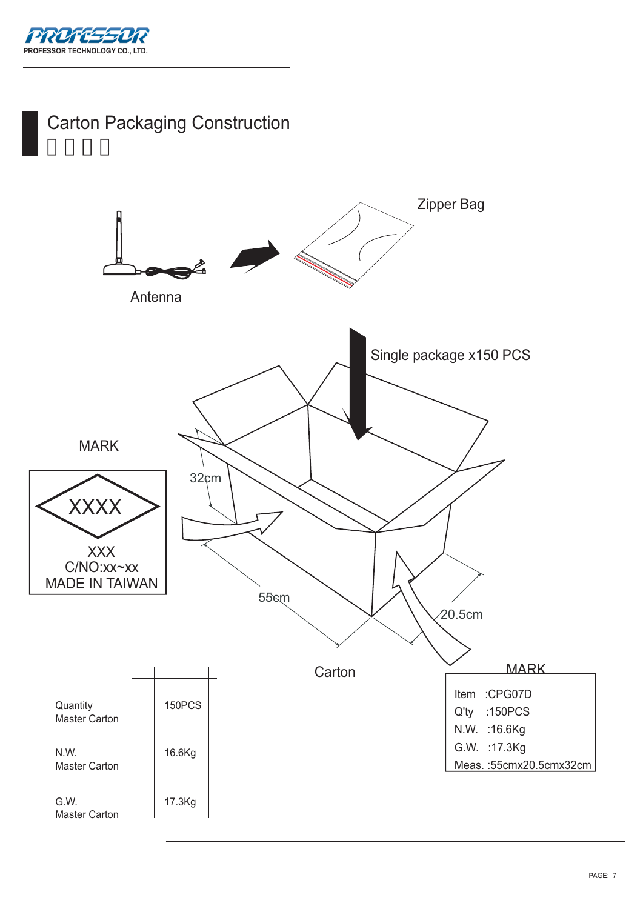PROFESSOR TECHNOLOGY CO., LTD.

# Carton Packaging Construction

□□□□

Zipper Bag

Antenna

Single package x150 PCS

MARK

XXXX

XXX
C/NO:xx~xx
MADE IN TAIWAN

32cm

55cm

20.5cm

Carton

MARK

Item :CPG07D
Q'ty :150PCS
N.W. :16.6Kg
G.W. :17.3Kg
Meas. :55cmx20.5cmx32cm

| | |
|---|---|
| Quantity Master Carton | 150PCS |
| N.W. Master Carton | 16.6Kg |
| G.W. Master Carton | 17.3Kg |